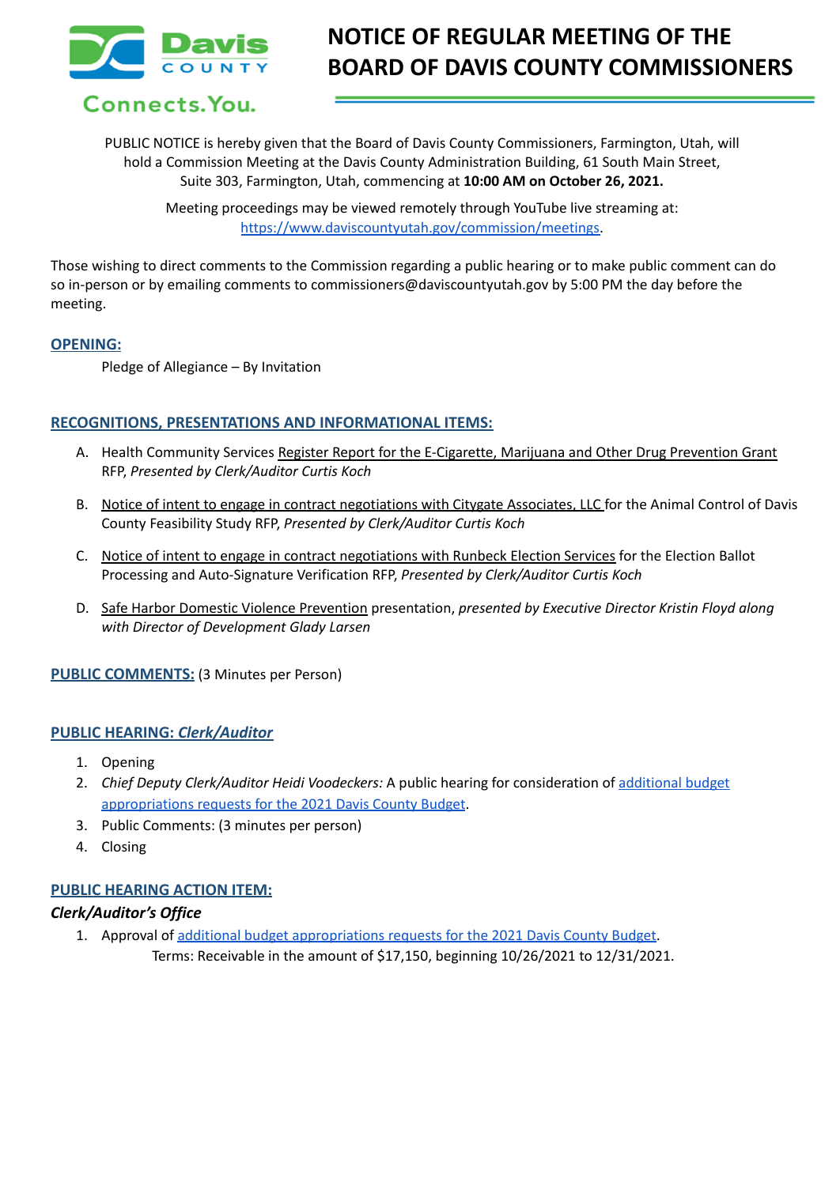# NOTICE OF REGULAR MEETING OF THE BOARD OF DAVIS COUNTY COMMISSIONERS

PUBLIC NOTICE is hereby given that the Board of Davis County Commissioners, Farmington, Utah, will hold a Commission Meeting at the Davis County Administration Building, 61 South Main Street, Suite 303, Farmington, Utah, commencing at **10:00 AM on October 26, 2021.**

Meeting proceedings may be viewed remotely through YouTube live streaming at: https://www.daviscountyutah.gov/commission/meetings.

Those wishing to direct comments to the Commission regarding a public hearing or to make public comment can do so in-person or by emailing comments to commissioners@daviscountyutah.gov by 5:00 PM the day before the meeting.

## OPENING:

Pledge of Allegiance – By Invitation

## RECOGNITIONS, PRESENTATIONS AND INFORMATIONAL ITEMS:

A. Health Community Services Register Report for the E-Cigarette, Marijuana and Other Drug Prevention Grant RFP, *Presented by Clerk/Auditor Curtis Koch*

B. Notice of intent to engage in contract negotiations with Citygate Associates, LLC for the Animal Control of Davis County Feasibility Study RFP, *Presented by Clerk/Auditor Curtis Koch*

C. Notice of intent to engage in contract negotiations with Runbeck Election Services for the Election Ballot Processing and Auto-Signature Verification RFP, *Presented by Clerk/Auditor Curtis Koch*

D. Safe Harbor Domestic Violence Prevention presentation, *presented by Executive Director Kristin Floyd along with Director of Development Glady Larsen*

## PUBLIC COMMENTS: (3 Minutes per Person)

## PUBLIC HEARING: *Clerk/Auditor*

1. Opening
2. *Chief Deputy Clerk/Auditor Heidi Voodeckers:* A public hearing for consideration of additional budget appropriations requests for the 2021 Davis County Budget.
3. Public Comments: (3 minutes per person)
4. Closing

## PUBLIC HEARING ACTION ITEM:

### *Clerk/Auditor's Office*

1. Approval of additional budget appropriations requests for the 2021 Davis County Budget.
   Terms: Receivable in the amount of $17,150, beginning 10/26/2021 to 12/31/2021.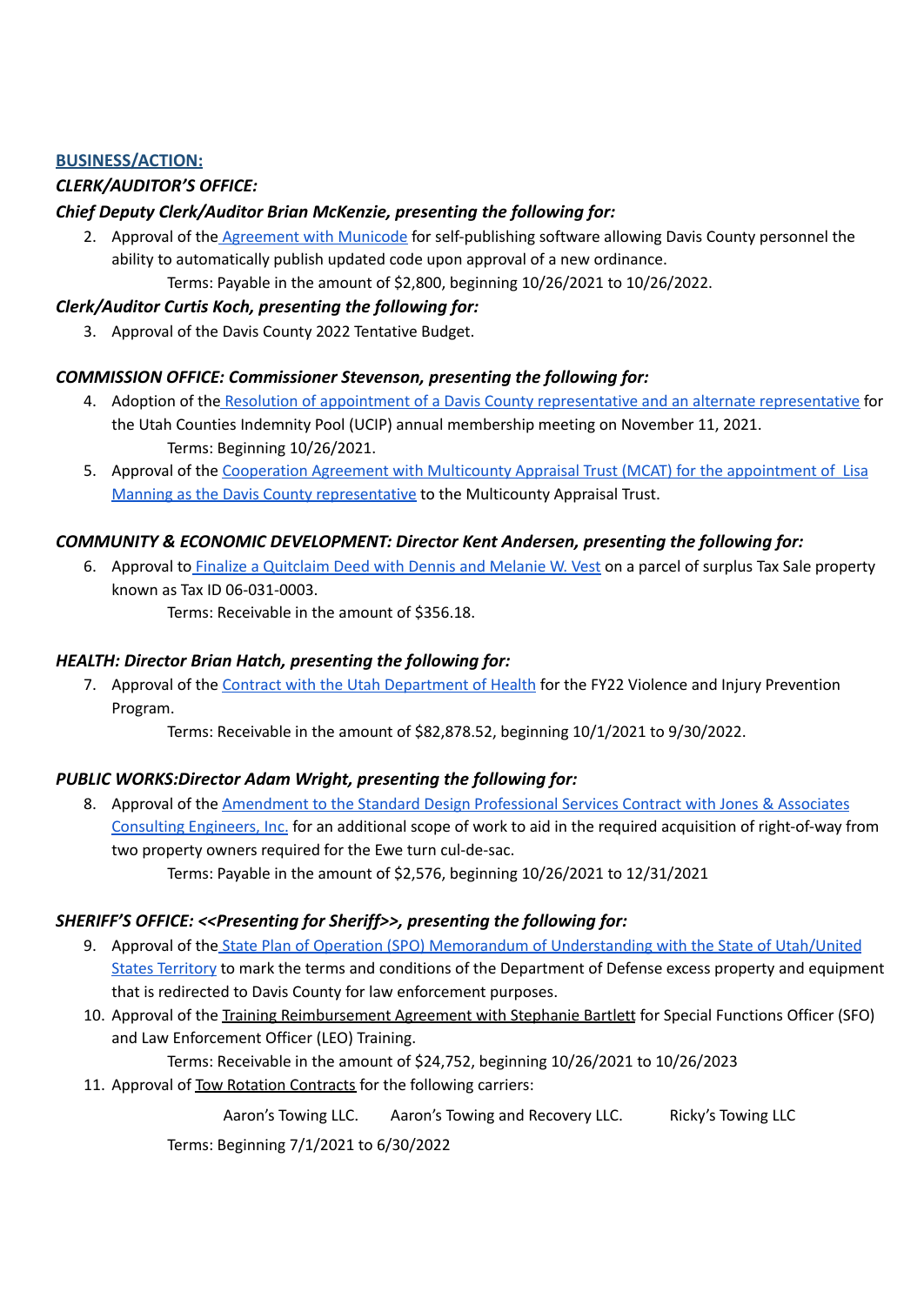**BUSINESS/ACTION:**

***CLERK/AUDITOR'S OFFICE:***

***Chief Deputy Clerk/Auditor Brian McKenzie, presenting the following for:***

2. Approval of the Agreement with Municode for self-publishing software allowing Davis County personnel the ability to automatically publish updated code upon approval of a new ordinance.
   Terms: Payable in the amount of $2,800, beginning 10/26/2021 to 10/26/2022.

***Clerk/Auditor Curtis Koch, presenting the following for:***

3. Approval of the Davis County 2022 Tentative Budget.

***COMMISSION OFFICE: Commissioner Stevenson, presenting the following for:***

4. Adoption of the Resolution of appointment of a Davis County representative and an alternate representative for the Utah Counties Indemnity Pool (UCIP) annual membership meeting on November 11, 2021.
   Terms: Beginning 10/26/2021.
5. Approval of the Cooperation Agreement with Multicounty Appraisal Trust (MCAT) for the appointment of Lisa Manning as the Davis County representative to the Multicounty Appraisal Trust.

***COMMUNITY & ECONOMIC DEVELOPMENT: Director Kent Andersen, presenting the following for:***

6. Approval to Finalize a Quitclaim Deed with Dennis and Melanie W. Vest on a parcel of surplus Tax Sale property known as Tax ID 06-031-0003.
   Terms: Receivable in the amount of $356.18.

***HEALTH: Director Brian Hatch, presenting the following for:***

7. Approval of the Contract with the Utah Department of Health for the FY22 Violence and Injury Prevention Program.
   Terms: Receivable in the amount of $82,878.52, beginning 10/1/2021 to 9/30/2022.

***PUBLIC WORKS:Director Adam Wright, presenting the following for:***

8. Approval of the Amendment to the Standard Design Professional Services Contract with Jones & Associates Consulting Engineers, Inc. for an additional scope of work to aid in the required acquisition of right-of-way from two property owners required for the Ewe turn cul-de-sac.
   Terms: Payable in the amount of $2,576, beginning 10/26/2021 to 12/31/2021

***SHERIFF'S OFFICE: <<Presenting for Sheriff>>, presenting the following for:***

9. Approval of the State Plan of Operation (SPO) Memorandum of Understanding with the State of Utah/United States Territory to mark the terms and conditions of the Department of Defense excess property and equipment that is redirected to Davis County for law enforcement purposes.
10. Approval of the Training Reimbursement Agreement with Stephanie Bartlett for Special Functions Officer (SFO) and Law Enforcement Officer (LEO) Training.
    Terms: Receivable in the amount of $24,752, beginning 10/26/2021 to 10/26/2023
11. Approval of Tow Rotation Contracts for the following carriers:
    Aaron's Towing LLC. Aaron's Towing and Recovery LLC. Ricky's Towing LLC
    Terms: Beginning 7/1/2021 to 6/30/2022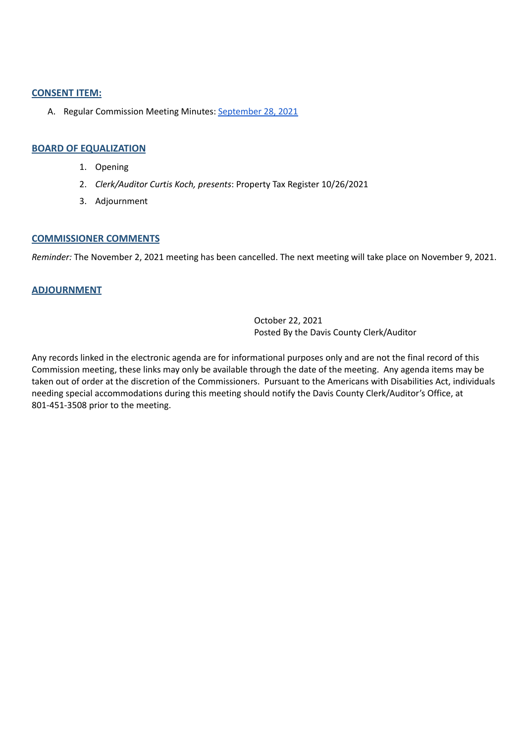## CONSENT ITEM:

A. Regular Commission Meeting Minutes: September 28, 2021

## BOARD OF EQUALIZATION

1. Opening
2. *Clerk/Auditor Curtis Koch, presents*: Property Tax Register 10/26/2021
3. Adjournment

## COMMISSIONER COMMENTS

*Reminder:* The November 2, 2021 meeting has been cancelled. The next meeting will take place on November 9, 2021.

## ADJOURNMENT

October 22, 2021
Posted By the Davis County Clerk/Auditor

Any records linked in the electronic agenda are for informational purposes only and are not the final record of this Commission meeting, these links may only be available through the date of the meeting. Any agenda items may be taken out of order at the discretion of the Commissioners. Pursuant to the Americans with Disabilities Act, individuals needing special accommodations during this meeting should notify the Davis County Clerk/Auditor's Office, at 801-451-3508 prior to the meeting.